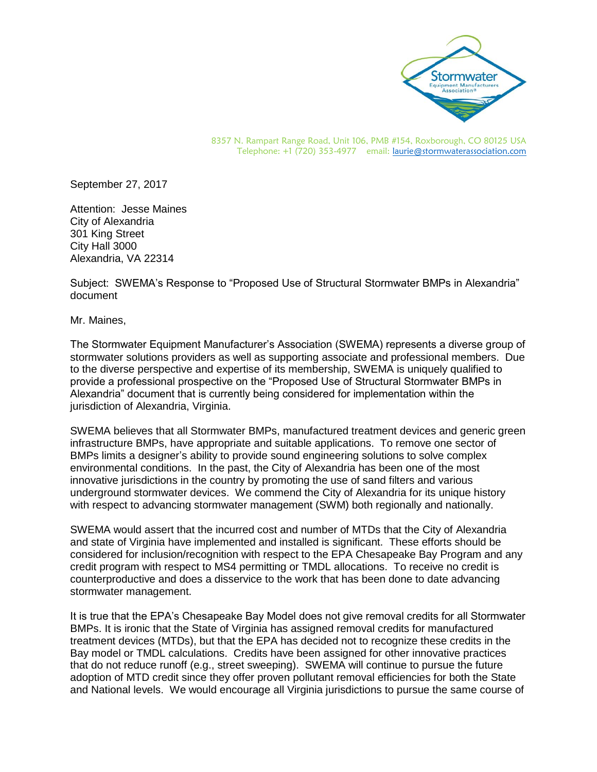Stormwater Equipment Manufacturers Association®

8357 N. Rampart Range Road, Unit 106, PMB #154, Roxborough, CO 80125 USA
Telephone: +1 (720) 353-4977 email: laurie@stormwaterassociation.com

September 27, 2017

Attention: Jesse Maines
City of Alexandria
301 King Street
City Hall 3000
Alexandria, VA 22314

Subject: SWEMA's Response to "Proposed Use of Structural Stormwater BMPs in Alexandria" document

Mr. Maines,

The Stormwater Equipment Manufacturer's Association (SWEMA) represents a diverse group of stormwater solutions providers as well as supporting associate and professional members. Due to the diverse perspective and expertise of its membership, SWEMA is uniquely qualified to provide a professional prospective on the "Proposed Use of Structural Stormwater BMPs in Alexandria" document that is currently being considered for implementation within the jurisdiction of Alexandria, Virginia.

SWEMA believes that all Stormwater BMPs, manufactured treatment devices and generic green infrastructure BMPs, have appropriate and suitable applications. To remove one sector of BMPs limits a designer's ability to provide sound engineering solutions to solve complex environmental conditions. In the past, the City of Alexandria has been one of the most innovative jurisdictions in the country by promoting the use of sand filters and various underground stormwater devices. We commend the City of Alexandria for its unique history with respect to advancing stormwater management (SWM) both regionally and nationally.

SWEMA would assert that the incurred cost and number of MTDs that the City of Alexandria and state of Virginia have implemented and installed is significant. These efforts should be considered for inclusion/recognition with respect to the EPA Chesapeake Bay Program and any credit program with respect to MS4 permitting or TMDL allocations. To receive no credit is counterproductive and does a disservice to the work that has been done to date advancing stormwater management.

It is true that the EPA's Chesapeake Bay Model does not give removal credits for all Stormwater BMPs. It is ironic that the State of Virginia has assigned removal credits for manufactured treatment devices (MTDs), but that the EPA has decided not to recognize these credits in the Bay model or TMDL calculations. Credits have been assigned for other innovative practices that do not reduce runoff (e.g., street sweeping). SWEMA will continue to pursue the future adoption of MTD credit since they offer proven pollutant removal efficiencies for both the State and National levels. We would encourage all Virginia jurisdictions to pursue the same course of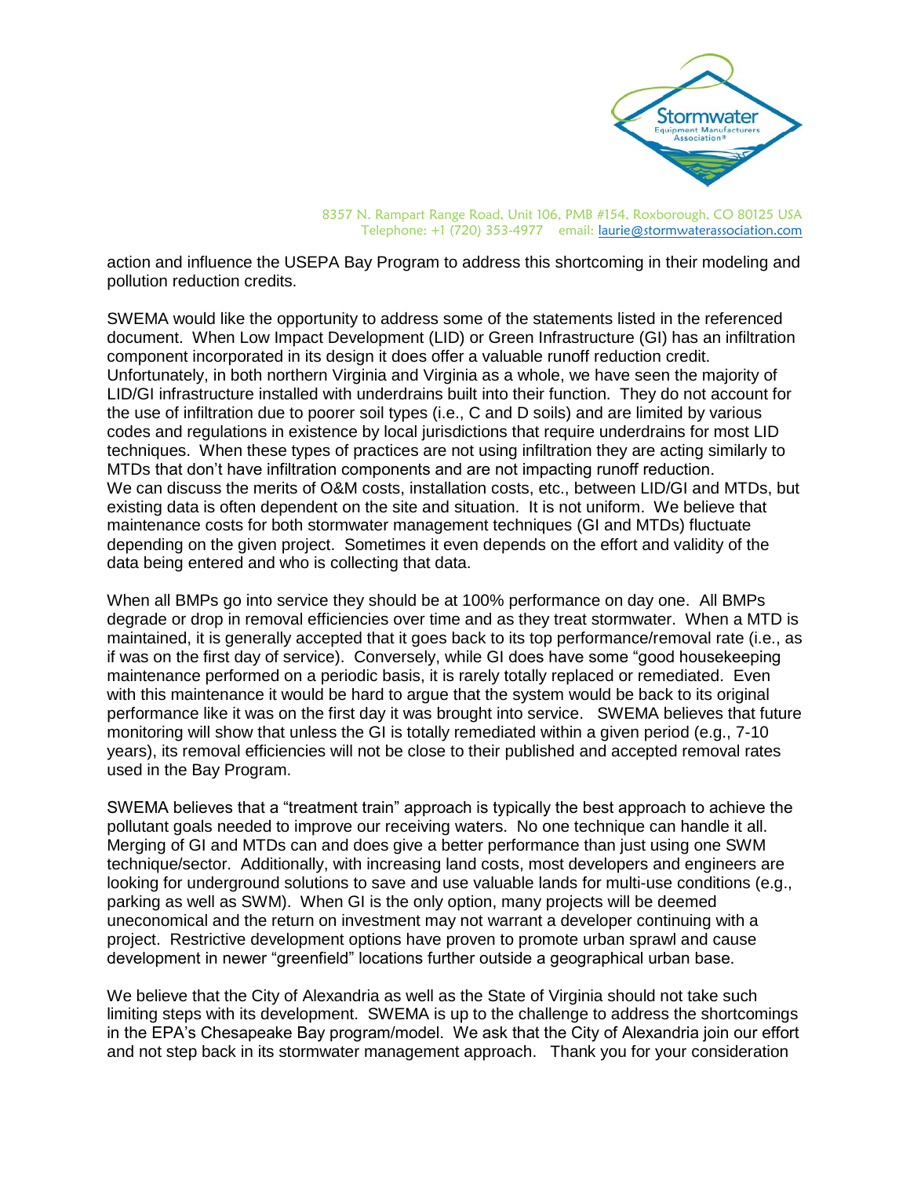action and influence the USEPA Bay Program to address this shortcoming in their modeling and pollution reduction credits.

SWEMA would like the opportunity to address some of the statements listed in the referenced document. When Low Impact Development (LID) or Green Infrastructure (GI) has an infiltration component incorporated in its design it does offer a valuable runoff reduction credit. Unfortunately, in both northern Virginia and Virginia as a whole, we have seen the majority of LID/GI infrastructure installed with underdrains built into their function. They do not account for the use of infiltration due to poorer soil types (i.e., C and D soils) and are limited by various codes and regulations in existence by local jurisdictions that require underdrains for most LID techniques. When these types of practices are not using infiltration they are acting similarly to MTDs that don't have infiltration components and are not impacting runoff reduction. We can discuss the merits of O&M costs, installation costs, etc., between LID/GI and MTDs, but existing data is often dependent on the site and situation. It is not uniform. We believe that maintenance costs for both stormwater management techniques (GI and MTDs) fluctuate depending on the given project. Sometimes it even depends on the effort and validity of the data being entered and who is collecting that data.

When all BMPs go into service they should be at 100% performance on day one. All BMPs degrade or drop in removal efficiencies over time and as they treat stormwater. When a MTD is maintained, it is generally accepted that it goes back to its top performance/removal rate (i.e., as if was on the first day of service). Conversely, while GI does have some "good housekeeping maintenance performed on a periodic basis, it is rarely totally replaced or remediated. Even with this maintenance it would be hard to argue that the system would be back to its original performance like it was on the first day it was brought into service. SWEMA believes that future monitoring will show that unless the GI is totally remediated within a given period (e.g., 7-10 years), its removal efficiencies will not be close to their published and accepted removal rates used in the Bay Program.

SWEMA believes that a "treatment train" approach is typically the best approach to achieve the pollutant goals needed to improve our receiving waters. No one technique can handle it all. Merging of GI and MTDs can and does give a better performance than just using one SWM technique/sector. Additionally, with increasing land costs, most developers and engineers are looking for underground solutions to save and use valuable lands for multi-use conditions (e.g., parking as well as SWM). When GI is the only option, many projects will be deemed uneconomical and the return on investment may not warrant a developer continuing with a project. Restrictive development options have proven to promote urban sprawl and cause development in newer "greenfield" locations further outside a geographical urban base.

We believe that the City of Alexandria as well as the State of Virginia should not take such limiting steps with its development. SWEMA is up to the challenge to address the shortcomings in the EPA's Chesapeake Bay program/model. We ask that the City of Alexandria join our effort and not step back in its stormwater management approach. Thank you for your consideration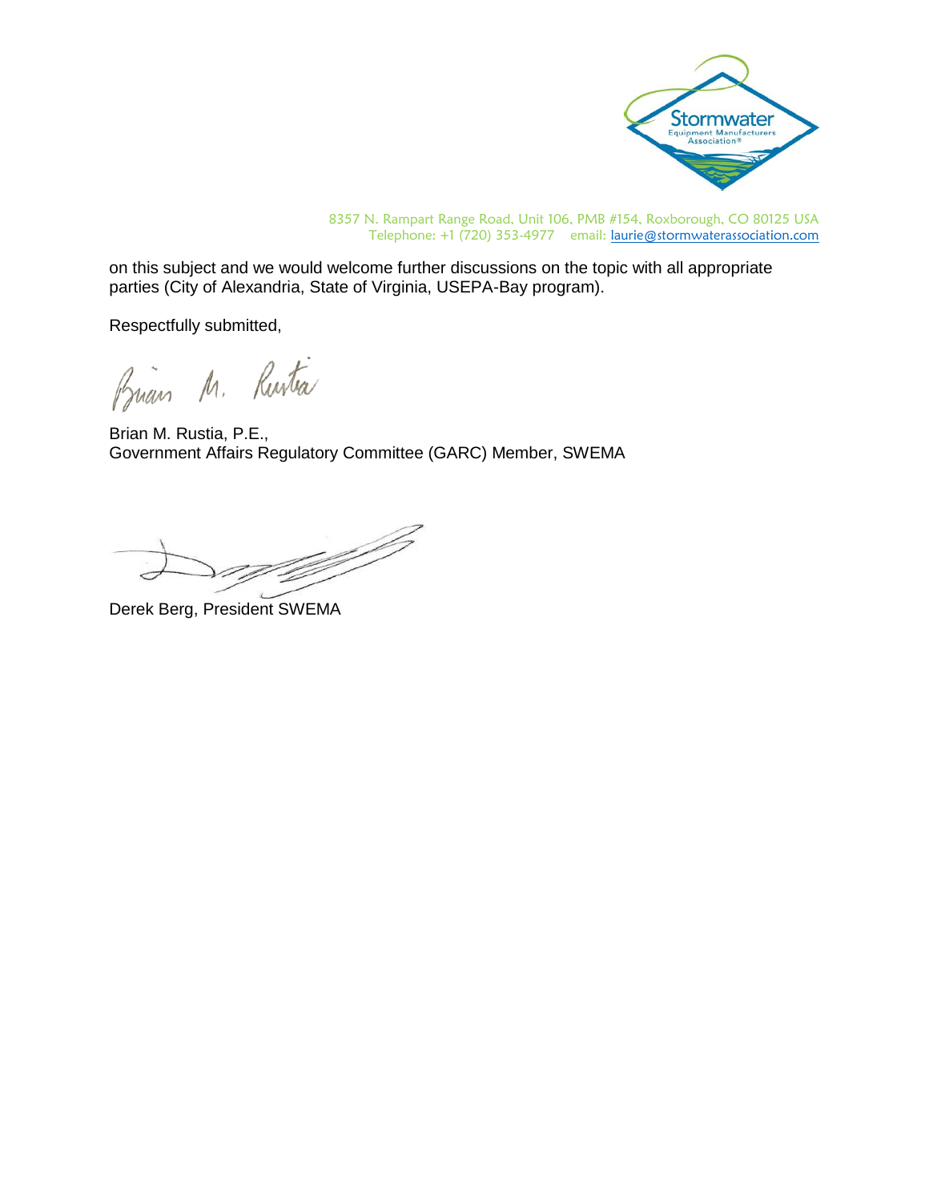8357 N. Rampart Range Road, Unit 106, PMB #154, Roxborough, CO 80125 USA
Telephone: +1 (720) 353-4977 email: laurie@stormwaterassociation.com

on this subject and we would welcome further discussions on the topic with all appropriate parties (City of Alexandria, State of Virginia, USEPA-Bay program).

Respectfully submitted,

Brian M. Rustia, P.E.,
Government Affairs Regulatory Committee (GARC) Member, SWEMA

Derek Berg, President SWEMA